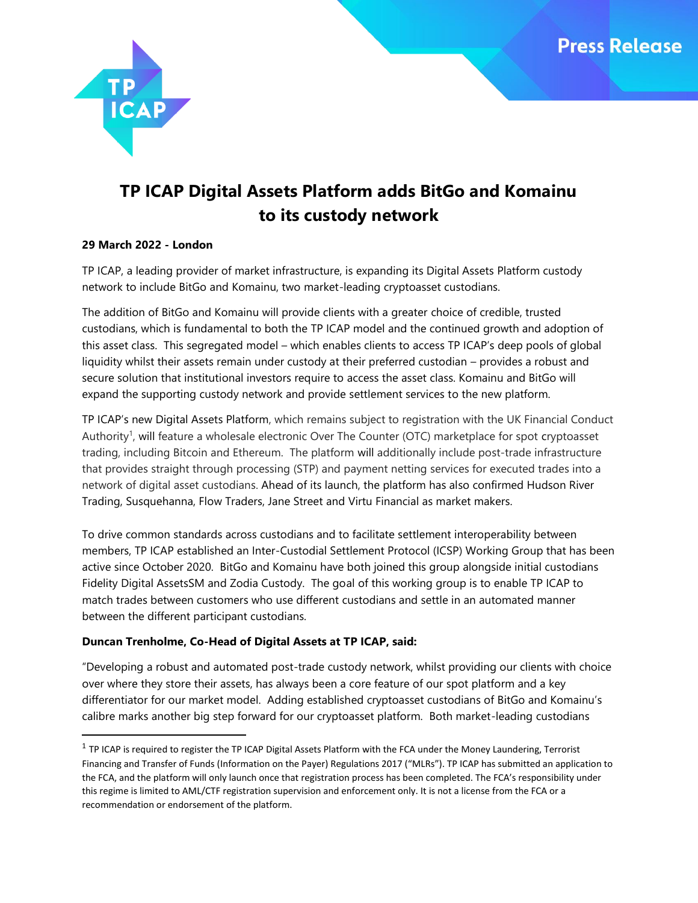Press Release

# TP ICAP Digital Assets Platform adds BitGo and Komainu to its custody network

**29 March 2022 - London**

TP ICAP, a leading provider of market infrastructure, is expanding its Digital Assets Platform custody network to include BitGo and Komainu, two market-leading cryptoasset custodians.

The addition of BitGo and Komainu will provide clients with a greater choice of credible, trusted custodians, which is fundamental to both the TP ICAP model and the continued growth and adoption of this asset class. This segregated model – which enables clients to access TP ICAP's deep pools of global liquidity whilst their assets remain under custody at their preferred custodian – provides a robust and secure solution that institutional investors require to access the asset class. Komainu and BitGo will expand the supporting custody network and provide settlement services to the new platform.

TP ICAP's new Digital Assets Platform, which remains subject to registration with the UK Financial Conduct Authority[1], will feature a wholesale electronic Over The Counter (OTC) marketplace for spot cryptoasset trading, including Bitcoin and Ethereum. The platform will additionally include post-trade infrastructure that provides straight through processing (STP) and payment netting services for executed trades into a network of digital asset custodians. Ahead of its launch, the platform has also confirmed Hudson River Trading, Susquehanna, Flow Traders, Jane Street and Virtu Financial as market makers.

To drive common standards across custodians and to facilitate settlement interoperability between members, TP ICAP established an Inter-Custodial Settlement Protocol (ICSP) Working Group that has been active since October 2020. BitGo and Komainu have both joined this group alongside initial custodians Fidelity Digital AssetsSM and Zodia Custody. The goal of this working group is to enable TP ICAP to match trades between customers who use different custodians and settle in an automated manner between the different participant custodians.

**Duncan Trenholme, Co-Head of Digital Assets at TP ICAP, said:**

"Developing a robust and automated post-trade custody network, whilst providing our clients with choice over where they store their assets, has always been a core feature of our spot platform and a key differentiator for our market model. Adding established cryptoasset custodians of BitGo and Komainu's calibre marks another big step forward for our cryptoasset platform. Both market-leading custodians

---

[1] TP ICAP is required to register the TP ICAP Digital Assets Platform with the FCA under the Money Laundering, Terrorist Financing and Transfer of Funds (Information on the Payer) Regulations 2017 ("MLRs"). TP ICAP has submitted an application to the FCA, and the platform will only launch once that registration process has been completed. The FCA's responsibility under this regime is limited to AML/CTF registration supervision and enforcement only. It is not a license from the FCA or a recommendation or endorsement of the platform.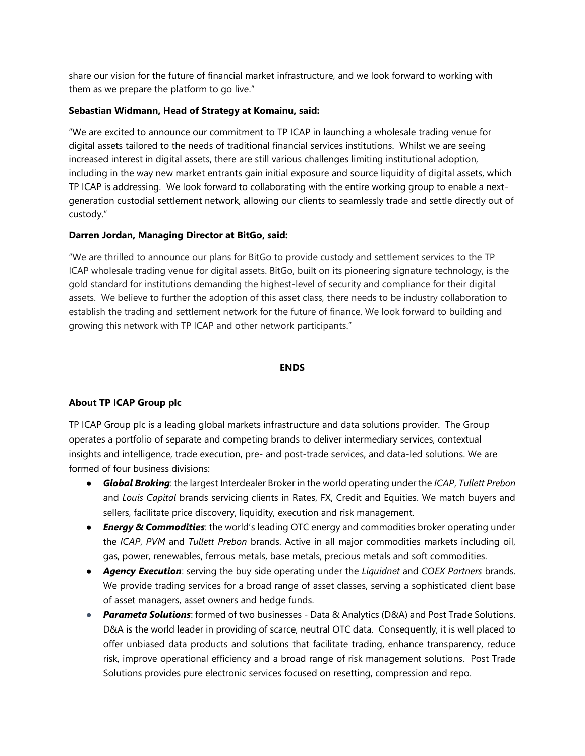share our vision for the future of financial market infrastructure, and we look forward to working with them as we prepare the platform to go live."

**Sebastian Widmann, Head of Strategy at Komainu, said:**

"We are excited to announce our commitment to TP ICAP in launching a wholesale trading venue for digital assets tailored to the needs of traditional financial services institutions. Whilst we are seeing increased interest in digital assets, there are still various challenges limiting institutional adoption, including in the way new market entrants gain initial exposure and source liquidity of digital assets, which TP ICAP is addressing. We look forward to collaborating with the entire working group to enable a next-generation custodial settlement network, allowing our clients to seamlessly trade and settle directly out of custody."

**Darren Jordan, Managing Director at BitGo, said:**

"We are thrilled to announce our plans for BitGo to provide custody and settlement services to the TP ICAP wholesale trading venue for digital assets. BitGo, built on its pioneering signature technology, is the gold standard for institutions demanding the highest-level of security and compliance for their digital assets. We believe to further the adoption of this asset class, there needs to be industry collaboration to establish the trading and settlement network for the future of finance. We look forward to building and growing this network with TP ICAP and other network participants."

**ENDS**

**About TP ICAP Group plc**

TP ICAP Group plc is a leading global markets infrastructure and data solutions provider. The Group operates a portfolio of separate and competing brands to deliver intermediary services, contextual insights and intelligence, trade execution, pre- and post-trade services, and data-led solutions. We are formed of four business divisions:

- ***Global Broking***: the largest Interdealer Broker in the world operating under the *ICAP*, *Tullett Prebon* and *Louis Capital* brands servicing clients in Rates, FX, Credit and Equities. We match buyers and sellers, facilitate price discovery, liquidity, execution and risk management.
- ***Energy & Commodities***: the world's leading OTC energy and commodities broker operating under the *ICAP*, *PVM* and *Tullett Prebon* brands. Active in all major commodities markets including oil, gas, power, renewables, ferrous metals, base metals, precious metals and soft commodities.
- ***Agency Execution***: serving the buy side operating under the *Liquidnet* and *COEX Partners* brands. We provide trading services for a broad range of asset classes, serving a sophisticated client base of asset managers, asset owners and hedge funds.
- ***Parameta Solutions***: formed of two businesses - Data & Analytics (D&A) and Post Trade Solutions. D&A is the world leader in providing of scarce, neutral OTC data. Consequently, it is well placed to offer unbiased data products and solutions that facilitate trading, enhance transparency, reduce risk, improve operational efficiency and a broad range of risk management solutions. Post Trade Solutions provides pure electronic services focused on resetting, compression and repo.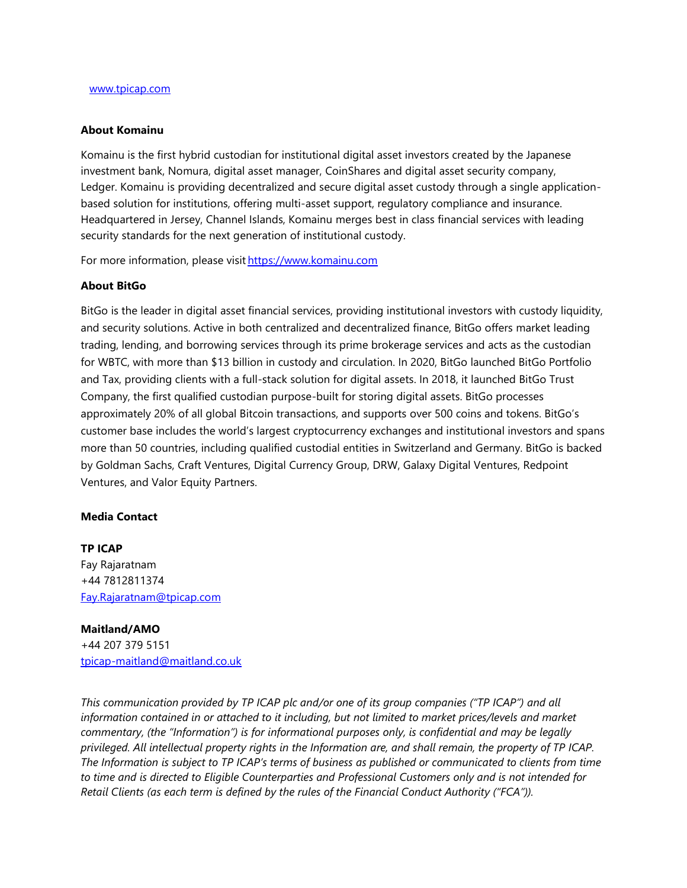[www.tpicap.com](http://www.tpicap.com)

**About Komainu**

Komainu is the first hybrid custodian for institutional digital asset investors created by the Japanese investment bank, Nomura, digital asset manager, CoinShares and digital asset security company, Ledger. Komainu is providing decentralized and secure digital asset custody through a single application-based solution for institutions, offering multi-asset support, regulatory compliance and insurance. Headquartered in Jersey, Channel Islands, Komainu merges best in class financial services with leading security standards for the next generation of institutional custody.

For more information, please visit [https://www.komainu.com](https://www.komainu.com)

**About BitGo**

BitGo is the leader in digital asset financial services, providing institutional investors with custody liquidity, and security solutions. Active in both centralized and decentralized finance, BitGo offers market leading trading, lending, and borrowing services through its prime brokerage services and acts as the custodian for WBTC, with more than $13 billion in custody and circulation. In 2020, BitGo launched BitGo Portfolio and Tax, providing clients with a full-stack solution for digital assets. In 2018, it launched BitGo Trust Company, the first qualified custodian purpose-built for storing digital assets. BitGo processes approximately 20% of all global Bitcoin transactions, and supports over 500 coins and tokens. BitGo's customer base includes the world's largest cryptocurrency exchanges and institutional investors and spans more than 50 countries, including qualified custodial entities in Switzerland and Germany. BitGo is backed by Goldman Sachs, Craft Ventures, Digital Currency Group, DRW, Galaxy Digital Ventures, Redpoint Ventures, and Valor Equity Partners.

**Media Contact**

**TP ICAP**
Fay Rajaratnam
+44 7812811374
[Fay.Rajaratnam@tpicap.com](mailto:Fay.Rajaratnam@tpicap.com)

**Maitland/AMO**
+44 207 379 5151
[tpicap-maitland@maitland.co.uk](mailto:tpicap-maitland@maitland.co.uk)

*This communication provided by TP ICAP plc and/or one of its group companies ("TP ICAP") and all information contained in or attached to it including, but not limited to market prices/levels and market commentary, (the "Information") is for informational purposes only, is confidential and may be legally privileged. All intellectual property rights in the Information are, and shall remain, the property of TP ICAP. The Information is subject to TP ICAP's terms of business as published or communicated to clients from time to time and is directed to Eligible Counterparties and Professional Customers only and is not intended for Retail Clients (as each term is defined by the rules of the Financial Conduct Authority ("FCA")).*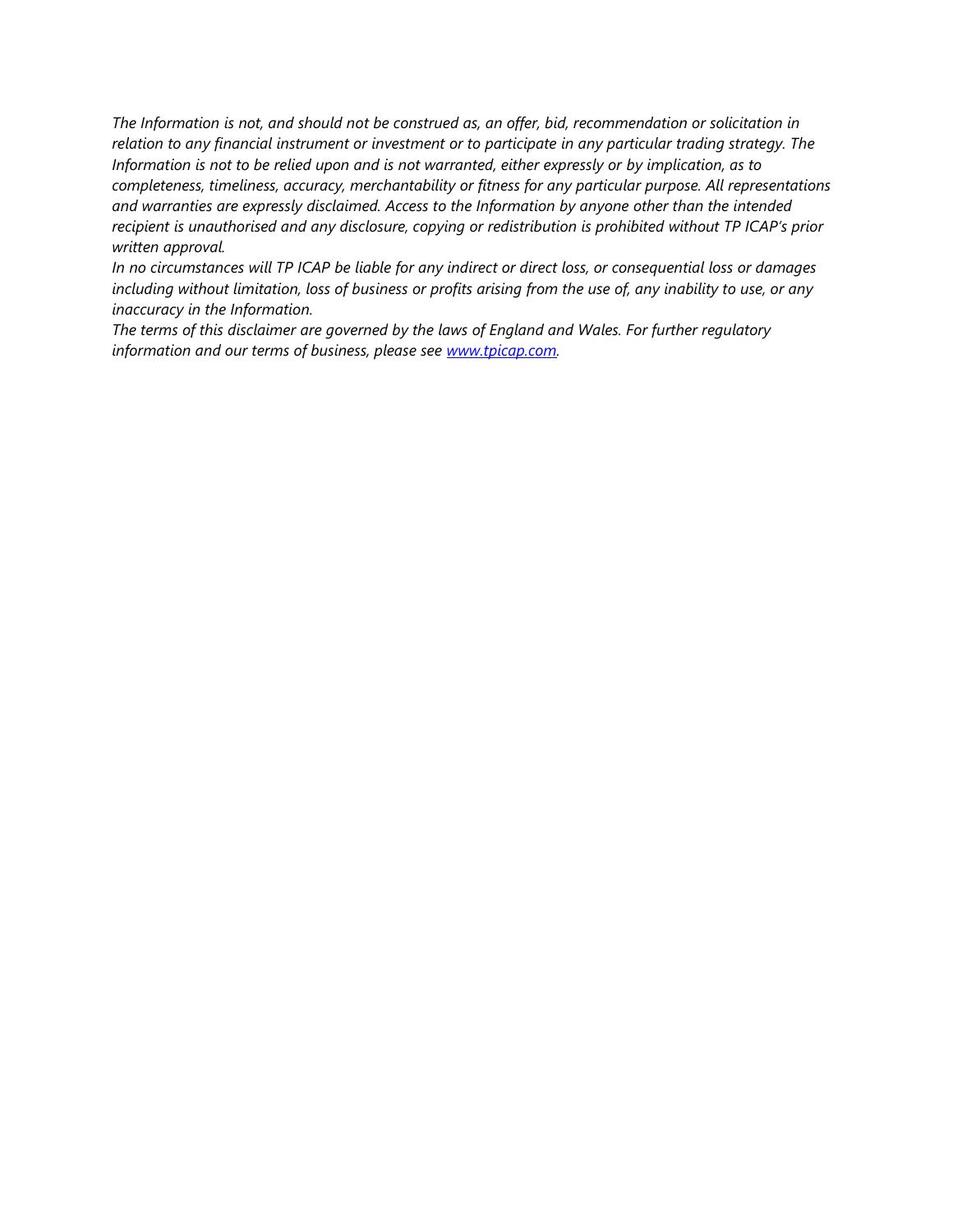*The Information is not, and should not be construed as, an offer, bid, recommendation or solicitation in relation to any financial instrument or investment or to participate in any particular trading strategy. The Information is not to be relied upon and is not warranted, either expressly or by implication, as to completeness, timeliness, accuracy, merchantability or fitness for any particular purpose. All representations and warranties are expressly disclaimed. Access to the Information by anyone other than the intended recipient is unauthorised and any disclosure, copying or redistribution is prohibited without TP ICAP's prior written approval.*

*In no circumstances will TP ICAP be liable for any indirect or direct loss, or consequential loss or damages including without limitation, loss of business or profits arising from the use of, any inability to use, or any inaccuracy in the Information.*

*The terms of this disclaimer are governed by the laws of England and Wales. For further regulatory information and our terms of business, please see [www.tpicap.com](http://www.tpicap.com).*